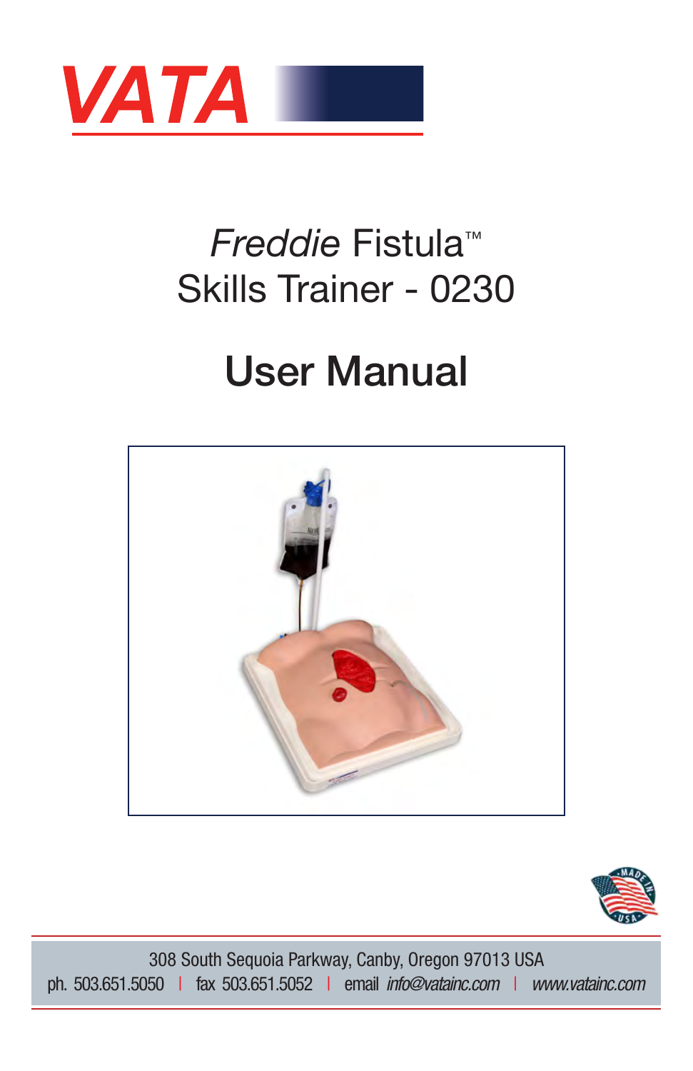VATA

# *Freddie* Fistula™ Skills Trainer - 0230

# User Manual

308 South Sequoia Parkway, Canby, Oregon 97013 USA

ph. 503.651.5050 | fax 503.651.5052 | email *info@vatainc.com* | *www.vatainc.com*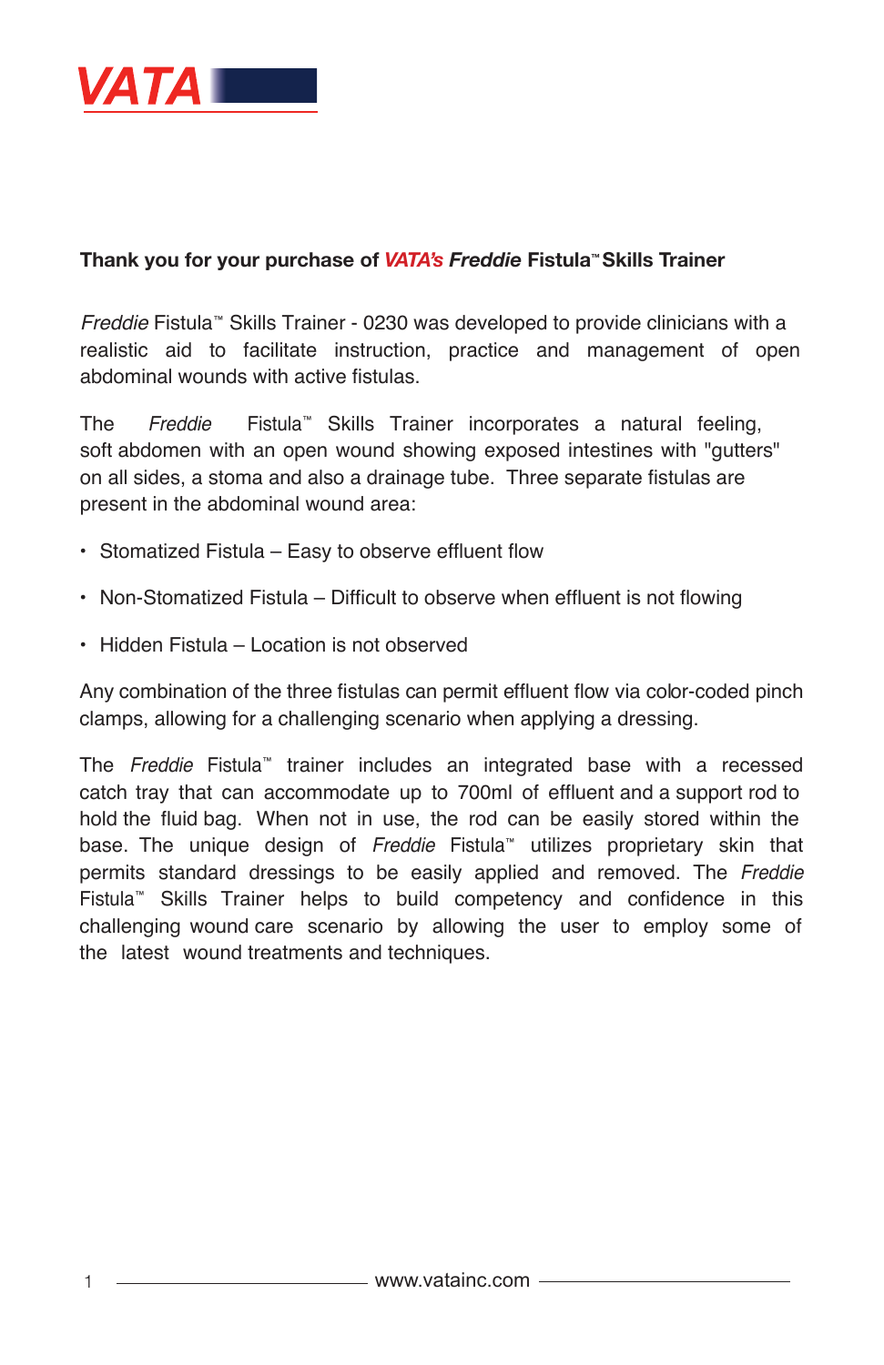**Thank you for your purchase of *VATA's* *Freddie* Fistula™ Skills Trainer**

*Freddie* Fistula™ Skills Trainer - 0230 was developed to provide clinicians with a realistic aid to facilitate instruction, practice and management of open abdominal wounds with active fistulas.

The *Freddie* Fistula™ Skills Trainer incorporates a natural feeling, soft abdomen with an open wound showing exposed intestines with "gutters" on all sides, a stoma and also a drainage tube. Three separate fistulas are present in the abdominal wound area:

- Stomatized Fistula – Easy to observe effluent flow
- Non-Stomatized Fistula – Difficult to observe when effluent is not flowing
- Hidden Fistula – Location is not observed

Any combination of the three fistulas can permit effluent flow via color-coded pinch clamps, allowing for a challenging scenario when applying a dressing.

The *Freddie* Fistula™ trainer includes an integrated base with a recessed catch tray that can accommodate up to 700ml of effluent and a support rod to hold the fluid bag. When not in use, the rod can be easily stored within the base. The unique design of *Freddie* Fistula™ utilizes proprietary skin that permits standard dressings to be easily applied and removed. The *Freddie* Fistula™ Skills Trainer helps to build competency and confidence in this challenging wound care scenario by allowing the user to employ some of the latest wound treatments and techniques.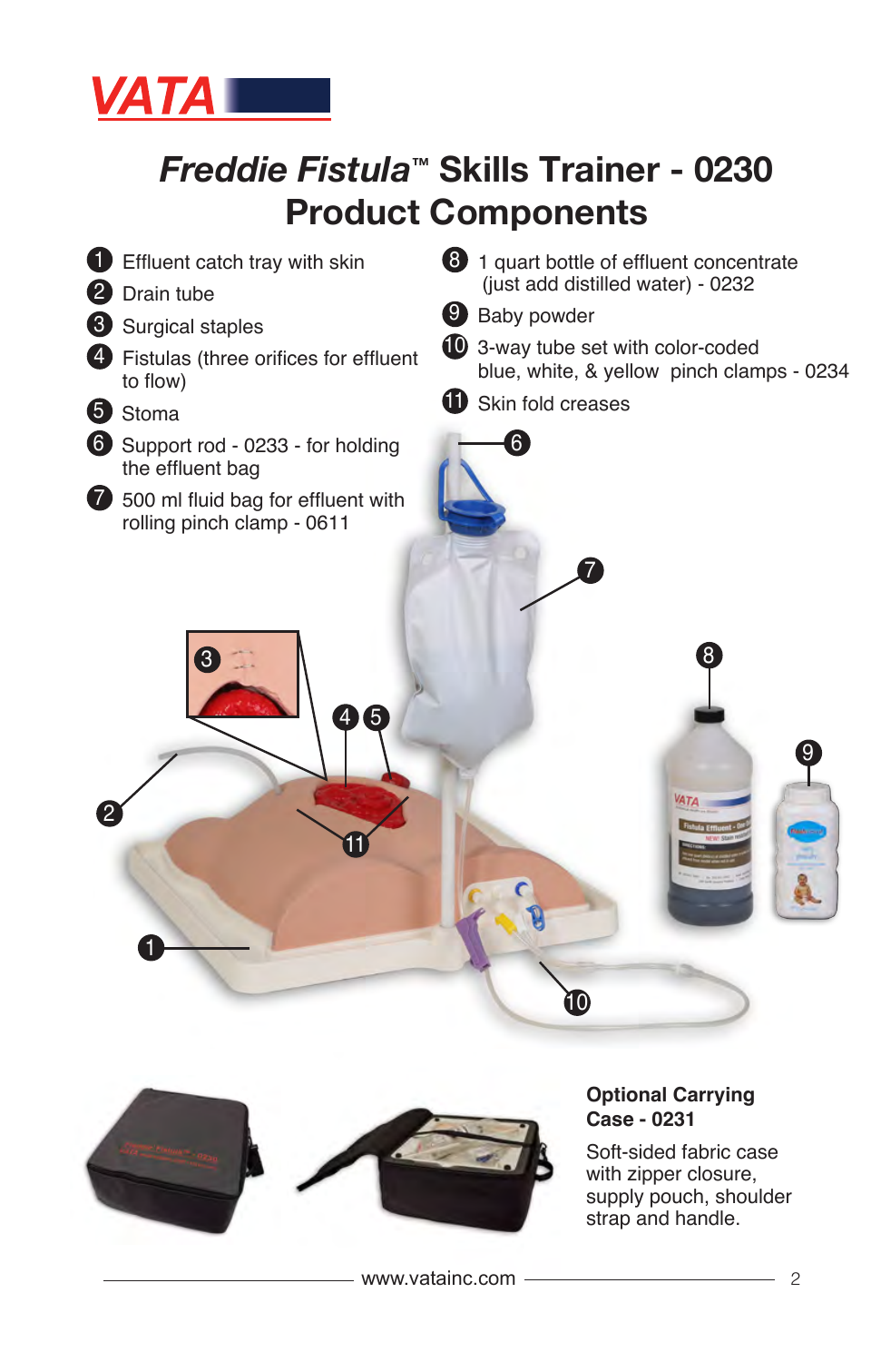# *Freddie Fistula*™ Skills Trainer - 0230 Product Components

1. Effluent catch tray with skin
2. Drain tube
3. Surgical staples
4. Fistulas (three orifices for effluent to flow)
5. Stoma
6. Support rod - 0233 - for holding the effluent bag
7. 500 ml fluid bag for effluent with rolling pinch clamp - 0611
8. 1 quart bottle of effluent concentrate (just add distilled water) - 0232
9. Baby powder
10. 3-way tube set with color-coded blue, white, & yellow pinch clamps - 0234
11. Skin fold creases

**Optional Carrying Case - 0231**

Soft-sided fabric case with zipper closure, supply pouch, shoulder strap and handle.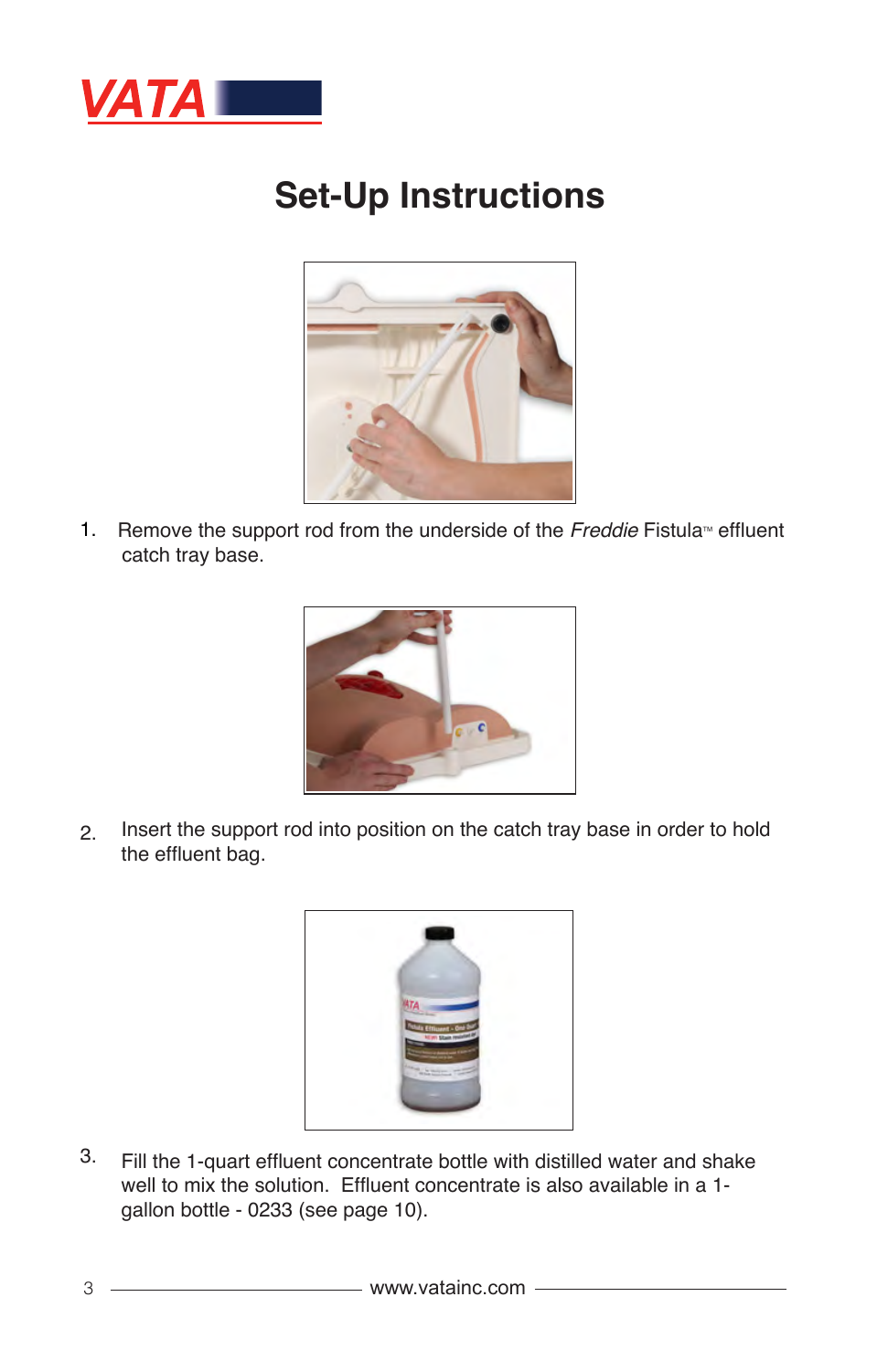# Set-Up Instructions

1. Remove the support rod from the underside of the *Freddie* Fistula™ effluent catch tray base.

2. Insert the support rod into position on the catch tray base in order to hold the effluent bag.

3. Fill the 1-quart effluent concentrate bottle with distilled water and shake well to mix the solution. Effluent concentrate is also available in a 1-gallon bottle - 0233 (see page 10).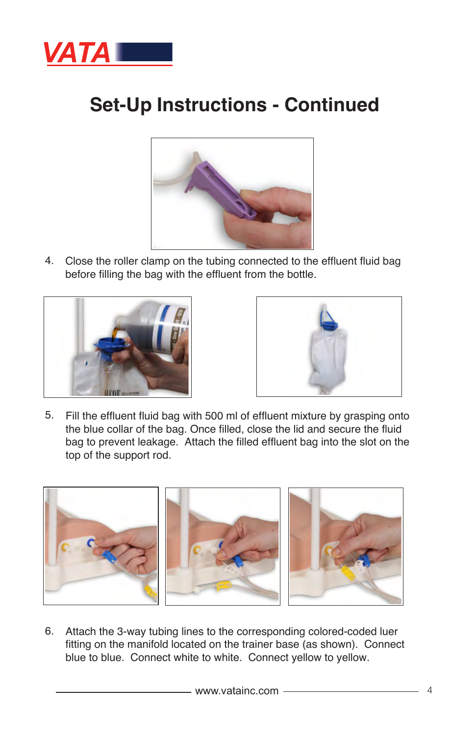# Set-Up Instructions - Continued

4. Close the roller clamp on the tubing connected to the effluent fluid bag before filling the bag with the effluent from the bottle.

5. Fill the effluent fluid bag with 500 ml of effluent mixture by grasping onto the blue collar of the bag. Once filled, close the lid and secure the fluid bag to prevent leakage. Attach the filled effluent bag into the slot on the top of the support rod.

6. Attach the 3-way tubing lines to the corresponding colored-coded luer fitting on the manifold located on the trainer base (as shown). Connect blue to blue. Connect white to white. Connect yellow to yellow.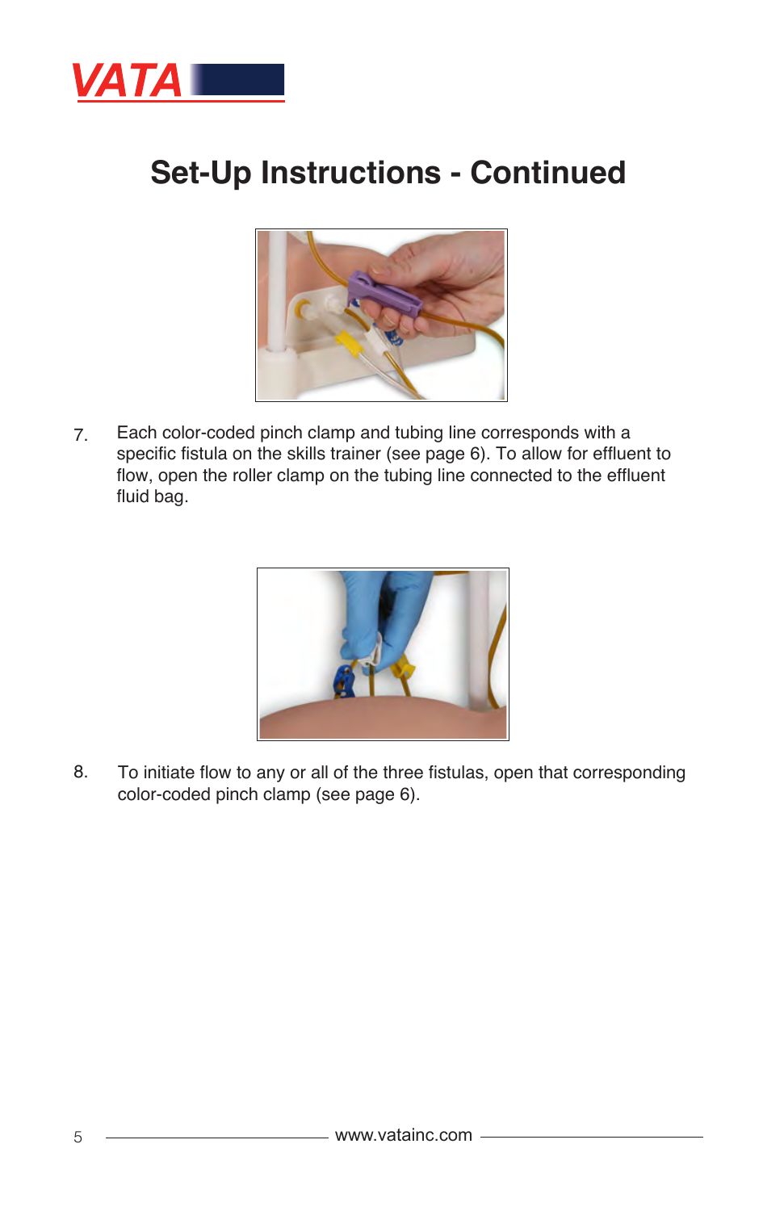# Set-Up Instructions - Continued

7. Each color-coded pinch clamp and tubing line corresponds with a specific fistula on the skills trainer (see page 6). To allow for effluent to flow, open the roller clamp on the tubing line connected to the effluent fluid bag.

8. To initiate flow to any or all of the three fistulas, open that corresponding color-coded pinch clamp (see page 6).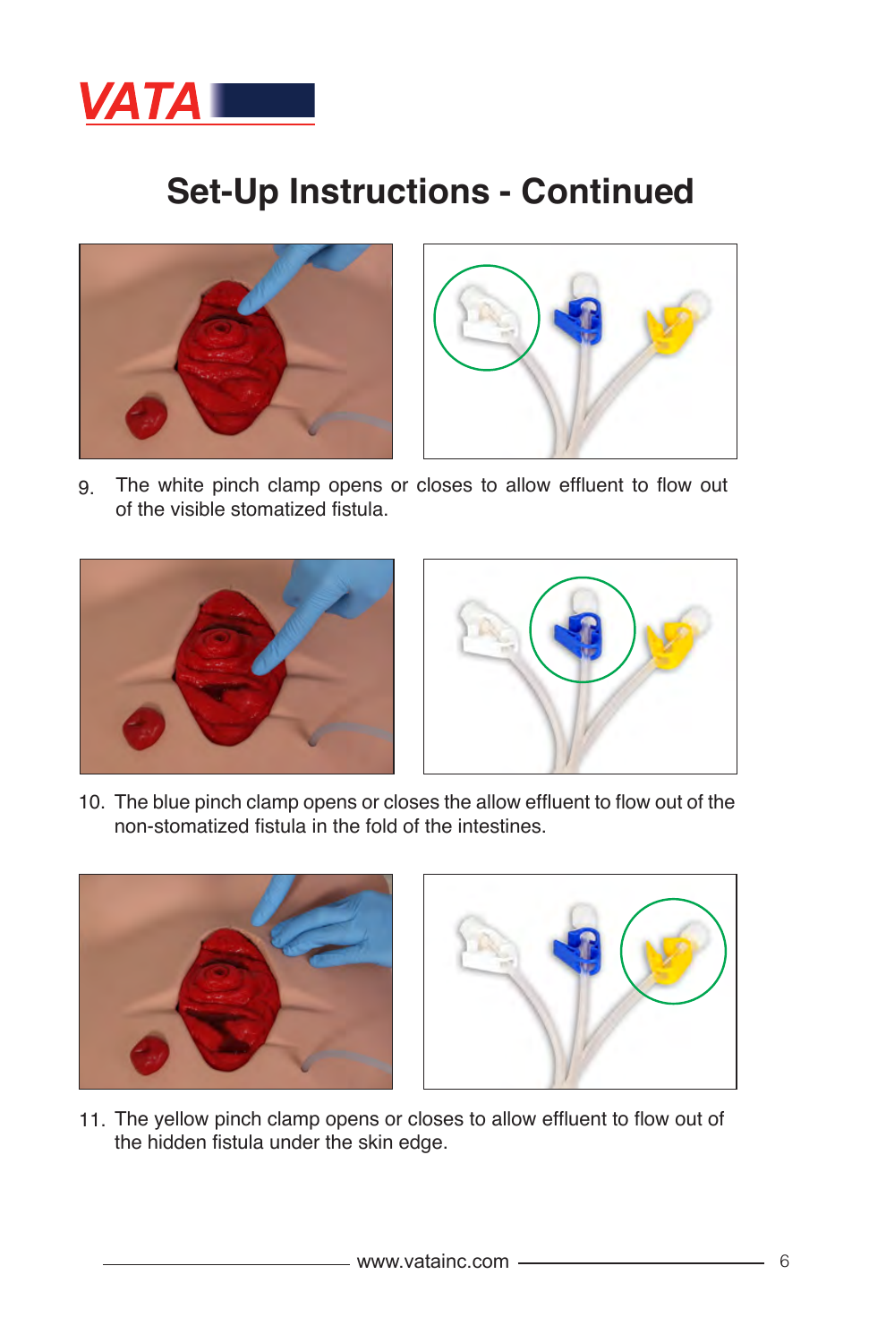# Set-Up Instructions - Continued

9. The white pinch clamp opens or closes to allow effluent to flow out of the visible stomatized fistula.

10. The blue pinch clamp opens or closes the allow effluent to flow out of the non-stomatized fistula in the fold of the intestines.

11. The yellow pinch clamp opens or closes to allow effluent to flow out of the hidden fistula under the skin edge.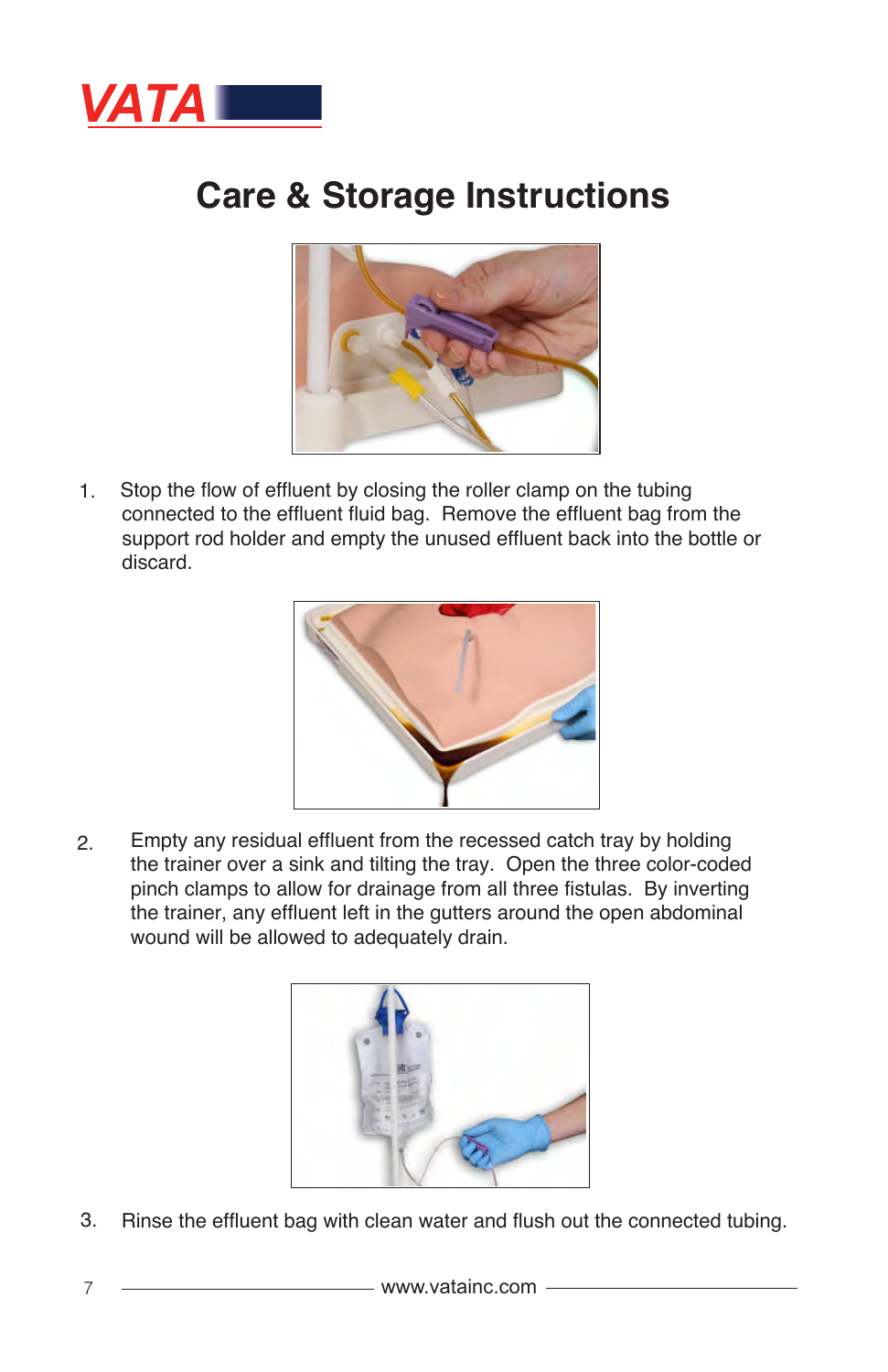# Care & Storage Instructions

1. Stop the flow of effluent by closing the roller clamp on the tubing connected to the effluent fluid bag. Remove the effluent bag from the support rod holder and empty the unused effluent back into the bottle or discard.

2. Empty any residual effluent from the recessed catch tray by holding the trainer over a sink and tilting the tray. Open the three color-coded pinch clamps to allow for drainage from all three fistulas. By inverting the trainer, any effluent left in the gutters around the open abdominal wound will be allowed to adequately drain.

3. Rinse the effluent bag with clean water and flush out the connected tubing.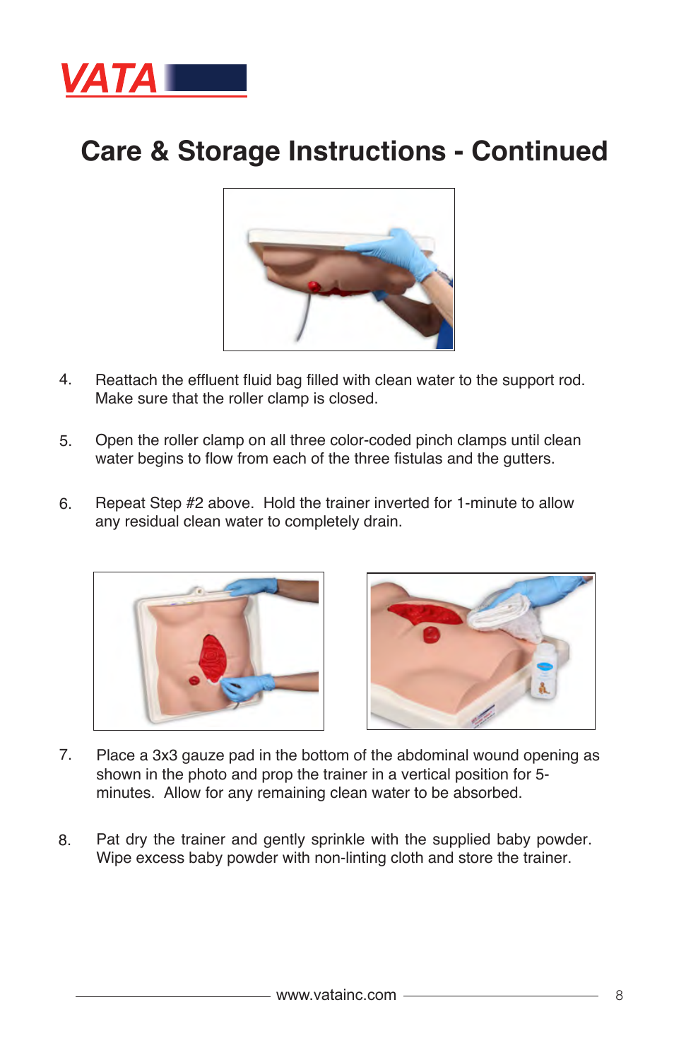# Care & Storage Instructions - Continued

4. Reattach the effluent fluid bag filled with clean water to the support rod. Make sure that the roller clamp is closed.

5. Open the roller clamp on all three color-coded pinch clamps until clean water begins to flow from each of the three fistulas and the gutters.

6. Repeat Step #2 above. Hold the trainer inverted for 1-minute to allow any residual clean water to completely drain.

7. Place a 3x3 gauze pad in the bottom of the abdominal wound opening as shown in the photo and prop the trainer in a vertical position for 5-minutes. Allow for any remaining clean water to be absorbed.

8. Pat dry the trainer and gently sprinkle with the supplied baby powder. Wipe excess baby powder with non-linting cloth and store the trainer.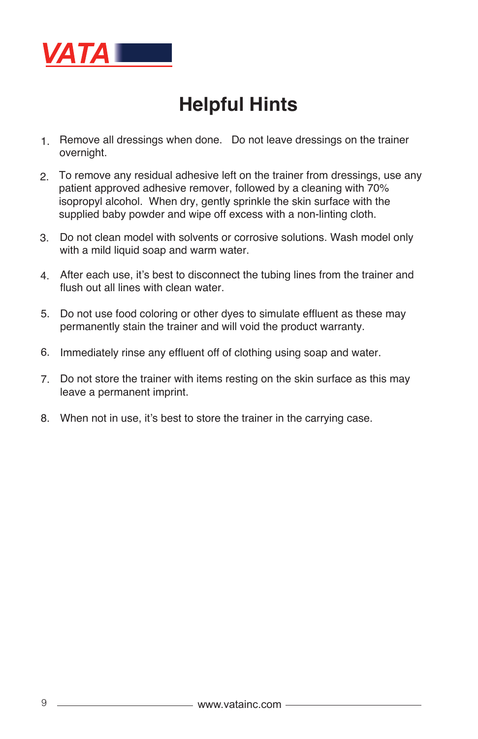VATA

# Helpful Hints

1. Remove all dressings when done. Do not leave dressings on the trainer overnight.

2. To remove any residual adhesive left on the trainer from dressings, use any patient approved adhesive remover, followed by a cleaning with 70% isopropyl alcohol. When dry, gently sprinkle the skin surface with the supplied baby powder and wipe off excess with a non-linting cloth.

3. Do not clean model with solvents or corrosive solutions. Wash model only with a mild liquid soap and warm water.

4. After each use, it's best to disconnect the tubing lines from the trainer and flush out all lines with clean water.

5. Do not use food coloring or other dyes to simulate effluent as these may permanently stain the trainer and will void the product warranty.

6. Immediately rinse any effluent off of clothing using soap and water.

7. Do not store the trainer with items resting on the skin surface as this may leave a permanent imprint.

8. When not in use, it's best to store the trainer in the carrying case.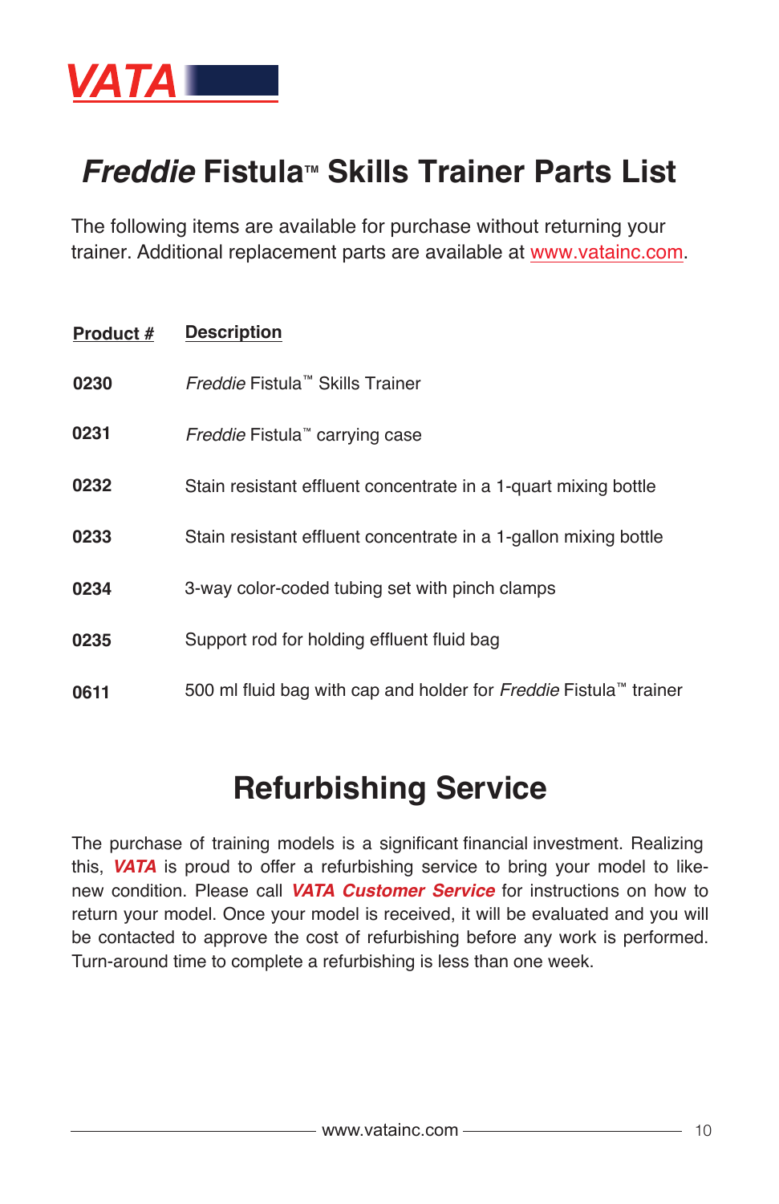VATA

# *Freddie* Fistula™ Skills Trainer Parts List

The following items are available for purchase without returning your trainer. Additional replacement parts are available at www.vatainc.com.

| Product # | Description |
|---|---|
| **0230** | *Freddie* Fistula™ Skills Trainer |
| **0231** | *Freddie* Fistula™ carrying case |
| **0232** | Stain resistant effluent concentrate in a 1-quart mixing bottle |
| **0233** | Stain resistant effluent concentrate in a 1-gallon mixing bottle |
| **0234** | 3-way color-coded tubing set with pinch clamps |
| **0235** | Support rod for holding effluent fluid bag |
| **0611** | 500 ml fluid bag with cap and holder for *Freddie* Fistula™ trainer |

# Refurbishing Service

The purchase of training models is a significant financial investment. Realizing this, ***VATA*** is proud to offer a refurbishing service to bring your model to like-new condition. Please call ***VATA Customer Service*** for instructions on how to return your model. Once your model is received, it will be evaluated and you will be contacted to approve the cost of refurbishing before any work is performed. Turn-around time to complete a refurbishing is less than one week.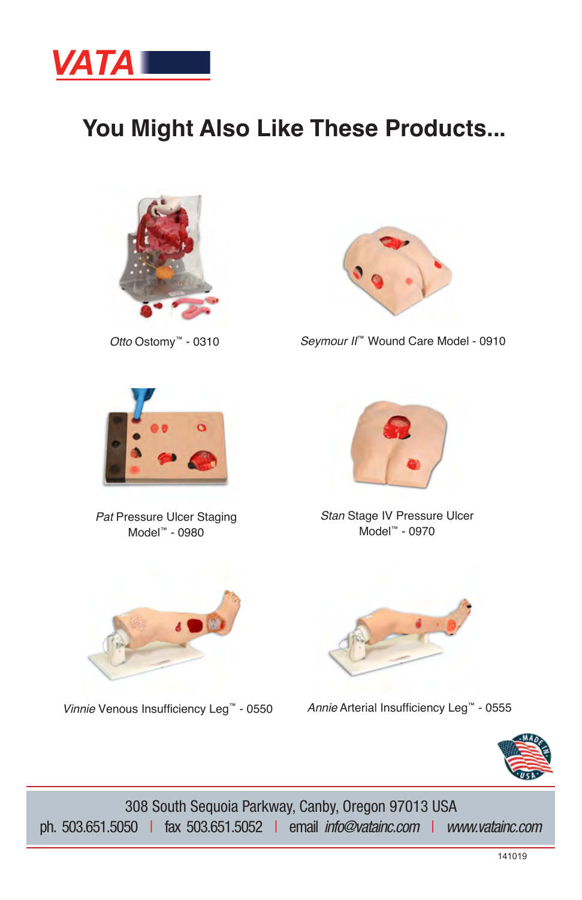VATA

# You Might Also Like These Products...

*Otto* Ostomy™ - 0310

*Seymour II*™ Wound Care Model - 0910

*Pat* Pressure Ulcer Staging Model™ - 0980

*Stan* Stage IV Pressure Ulcer Model™ - 0970

*Vinnie* Venous Insufficiency Leg™ - 0550

*Annie* Arterial Insufficiency Leg™ - 0555

308 South Sequoia Parkway, Canby, Oregon 97013 USA

ph. 503.651.5050 | fax 503.651.5052 | email *info@vatainc.com* | *www.vatainc.com*

141019